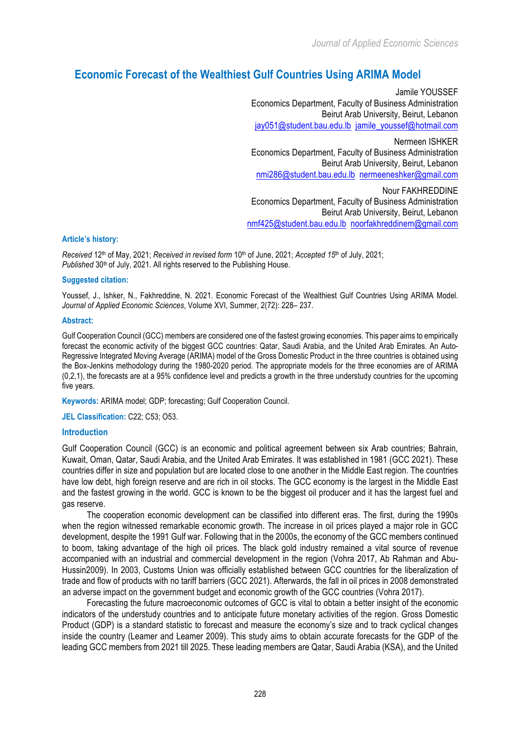# Economic Forecast of the Wealthiest Gulf Countries Using ARIMA Model

Jamile YOUSSEF
Economics Department, Faculty of Business Administration
Beirut Arab University, Beirut, Lebanon
jay051@student.bau.edu.lb jamile_youssef@hotmail.com

Nermeen ISHKER
Economics Department, Faculty of Business Administration
Beirut Arab University, Beirut, Lebanon
nmi286@student.bau.edu.lb nermeeneshker@gmail.com

Nour FAKHREDDINE
Economics Department, Faculty of Business Administration
Beirut Arab University, Beirut, Lebanon
nmf425@student.bau.edu.lb noorfakhreddinem@gmail.com

### Article's history:

*Received* 12th of May, 2021; *Received in revised form* 10th of June, 2021; *Accepted 15th* of July, 2021;
*Published* 30th of July, 2021. All rights reserved to the Publishing House.

### Suggested citation:

Youssef, J., Ishker, N., Fakhreddine, N. 2021. Economic Forecast of the Wealthiest Gulf Countries Using ARIMA Model. *Journal of Applied Economic Sciences*, Volume XVI, Summer, 2(72): 228– 237.

### Abstract:

Gulf Cooperation Council (GCC) members are considered one of the fastest growing economies. This paper aims to empirically forecast the economic activity of the biggest GCC countries: Qatar, Saudi Arabia, and the United Arab Emirates. An Auto-Regressive Integrated Moving Average (ARIMA) model of the Gross Domestic Product in the three countries is obtained using the Box-Jenkins methodology during the 1980-2020 period. The appropriate models for the three economies are of ARIMA (0,2,1), the forecasts are at a 95% confidence level and predicts a growth in the three understudy countries for the upcoming five years.

**Keywords:** ARIMA model; GDP; forecasting; Gulf Cooperation Council.

**JEL Classification:** C22; C53; O53.

## Introduction

Gulf Cooperation Council (GCC) is an economic and political agreement between six Arab countries; Bahrain, Kuwait, Oman, Qatar, Saudi Arabia, and the United Arab Emirates. It was established in 1981 (GCC 2021). These countries differ in size and population but are located close to one another in the Middle East region. The countries have low debt, high foreign reserve and are rich in oil stocks. The GCC economy is the largest in the Middle East and the fastest growing in the world. GCC is known to be the biggest oil producer and it has the largest fuel and gas reserve.

The cooperation economic development can be classified into different eras. The first, during the 1990s when the region witnessed remarkable economic growth. The increase in oil prices played a major role in GCC development, despite the 1991 Gulf war. Following that in the 2000s, the economy of the GCC members continued to boom, taking advantage of the high oil prices. The black gold industry remained a vital source of revenue accompanied with an industrial and commercial development in the region (Vohra 2017, Ab Rahman and Abu-Hussin2009). In 2003, Customs Union was officially established between GCC countries for the liberalization of trade and flow of products with no tariff barriers (GCC 2021). Afterwards, the fall in oil prices in 2008 demonstrated an adverse impact on the government budget and economic growth of the GCC countries (Vohra 2017).

Forecasting the future macroeconomic outcomes of GCC is vital to obtain a better insight of the economic indicators of the understudy countries and to anticipate future monetary activities of the region. Gross Domestic Product (GDP) is a standard statistic to forecast and measure the economy's size and to track cyclical changes inside the country (Leamer and Leamer 2009). This study aims to obtain accurate forecasts for the GDP of the leading GCC members from 2021 till 2025. These leading members are Qatar, Saudi Arabia (KSA), and the United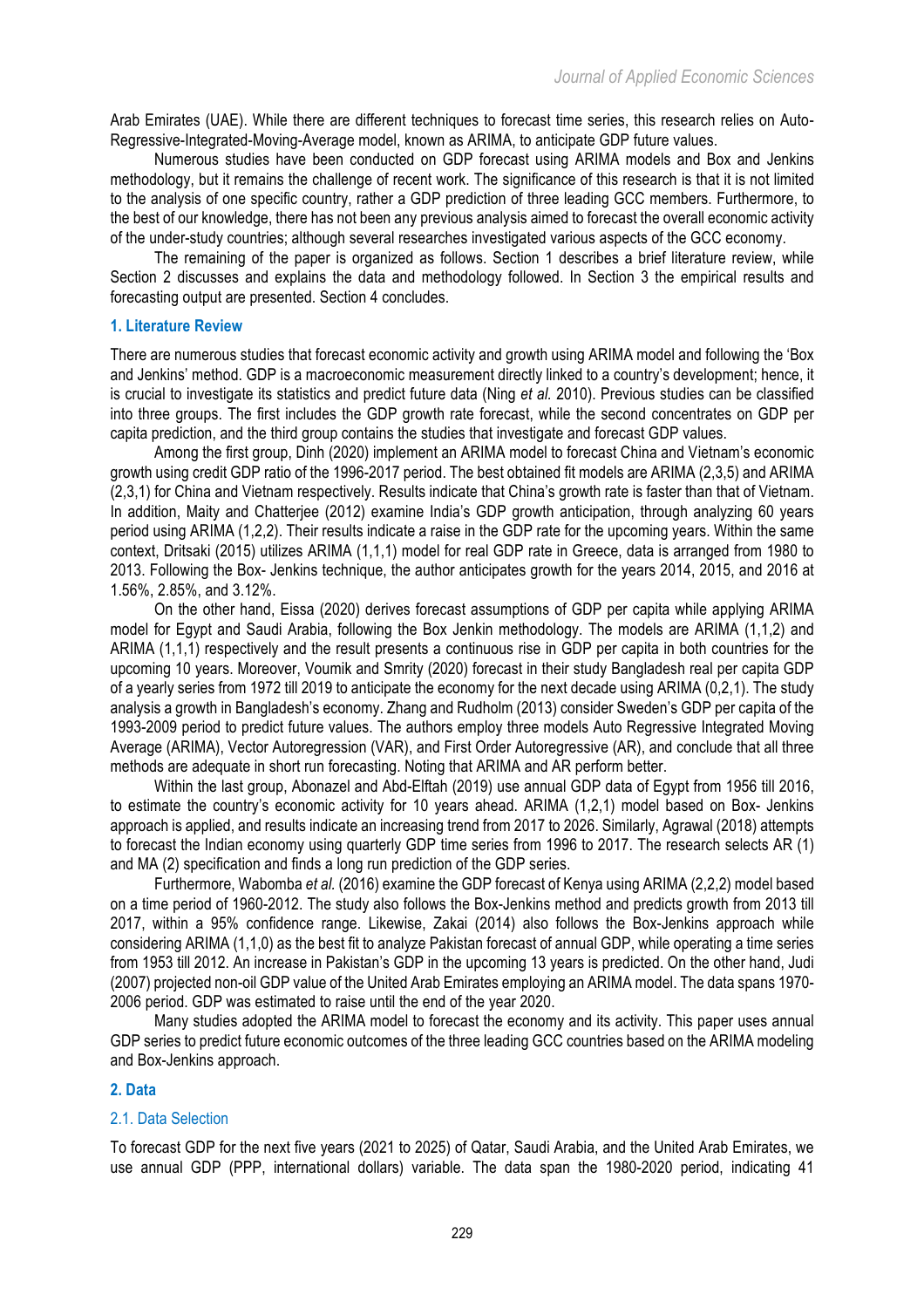Arab Emirates (UAE). While there are different techniques to forecast time series, this research relies on Auto-Regressive-Integrated-Moving-Average model, known as ARIMA, to anticipate GDP future values.

Numerous studies have been conducted on GDP forecast using ARIMA models and Box and Jenkins methodology, but it remains the challenge of recent work. The significance of this research is that it is not limited to the analysis of one specific country, rather a GDP prediction of three leading GCC members. Furthermore, to the best of our knowledge, there has not been any previous analysis aimed to forecast the overall economic activity of the under-study countries; although several researches investigated various aspects of the GCC economy.

The remaining of the paper is organized as follows. Section 1 describes a brief literature review, while Section 2 discusses and explains the data and methodology followed. In Section 3 the empirical results and forecasting output are presented. Section 4 concludes.

## 1. Literature Review

There are numerous studies that forecast economic activity and growth using ARIMA model and following the 'Box and Jenkins' method. GDP is a macroeconomic measurement directly linked to a country's development; hence, it is crucial to investigate its statistics and predict future data (Ning *et al.* 2010). Previous studies can be classified into three groups. The first includes the GDP growth rate forecast, while the second concentrates on GDP per capita prediction, and the third group contains the studies that investigate and forecast GDP values.

Among the first group, Dinh (2020) implement an ARIMA model to forecast China and Vietnam's economic growth using credit GDP ratio of the 1996-2017 period. The best obtained fit models are ARIMA (2,3,5) and ARIMA (2,3,1) for China and Vietnam respectively. Results indicate that China's growth rate is faster than that of Vietnam. In addition, Maity and Chatterjee (2012) examine India's GDP growth anticipation, through analyzing 60 years period using ARIMA (1,2,2). Their results indicate a raise in the GDP rate for the upcoming years. Within the same context, Dritsaki (2015) utilizes ARIMA (1,1,1) model for real GDP rate in Greece, data is arranged from 1980 to 2013. Following the Box- Jenkins technique, the author anticipates growth for the years 2014, 2015, and 2016 at 1.56%, 2.85%, and 3.12%.

On the other hand, Eissa (2020) derives forecast assumptions of GDP per capita while applying ARIMA model for Egypt and Saudi Arabia, following the Box Jenkin methodology. The models are ARIMA (1,1,2) and ARIMA (1,1,1) respectively and the result presents a continuous rise in GDP per capita in both countries for the upcoming 10 years. Moreover, Voumik and Smrity (2020) forecast in their study Bangladesh real per capita GDP of a yearly series from 1972 till 2019 to anticipate the economy for the next decade using ARIMA (0,2,1). The study analysis a growth in Bangladesh's economy. Zhang and Rudholm (2013) consider Sweden's GDP per capita of the 1993-2009 period to predict future values. The authors employ three models Auto Regressive Integrated Moving Average (ARIMA), Vector Autoregression (VAR), and First Order Autoregressive (AR), and conclude that all three methods are adequate in short run forecasting. Noting that ARIMA and AR perform better.

Within the last group, Abonazel and Abd-Elftah (2019) use annual GDP data of Egypt from 1956 till 2016, to estimate the country's economic activity for 10 years ahead. ARIMA (1,2,1) model based on Box- Jenkins approach is applied, and results indicate an increasing trend from 2017 to 2026. Similarly, Agrawal (2018) attempts to forecast the Indian economy using quarterly GDP time series from 1996 to 2017. The research selects AR (1) and MA (2) specification and finds a long run prediction of the GDP series.

Furthermore, Wabomba *et al.* (2016) examine the GDP forecast of Kenya using ARIMA (2,2,2) model based on a time period of 1960-2012. The study also follows the Box-Jenkins method and predicts growth from 2013 till 2017, within a 95% confidence range. Likewise, Zakai (2014) also follows the Box-Jenkins approach while considering ARIMA (1,1,0) as the best fit to analyze Pakistan forecast of annual GDP, while operating a time series from 1953 till 2012. An increase in Pakistan's GDP in the upcoming 13 years is predicted. On the other hand, Judi (2007) projected non-oil GDP value of the United Arab Emirates employing an ARIMA model. The data spans 1970-2006 period. GDP was estimated to raise until the end of the year 2020.

Many studies adopted the ARIMA model to forecast the economy and its activity. This paper uses annual GDP series to predict future economic outcomes of the three leading GCC countries based on the ARIMA modeling and Box-Jenkins approach.

## 2. Data

### 2.1. Data Selection

To forecast GDP for the next five years (2021 to 2025) of Qatar, Saudi Arabia, and the United Arab Emirates, we use annual GDP (PPP, international dollars) variable. The data span the 1980-2020 period, indicating 41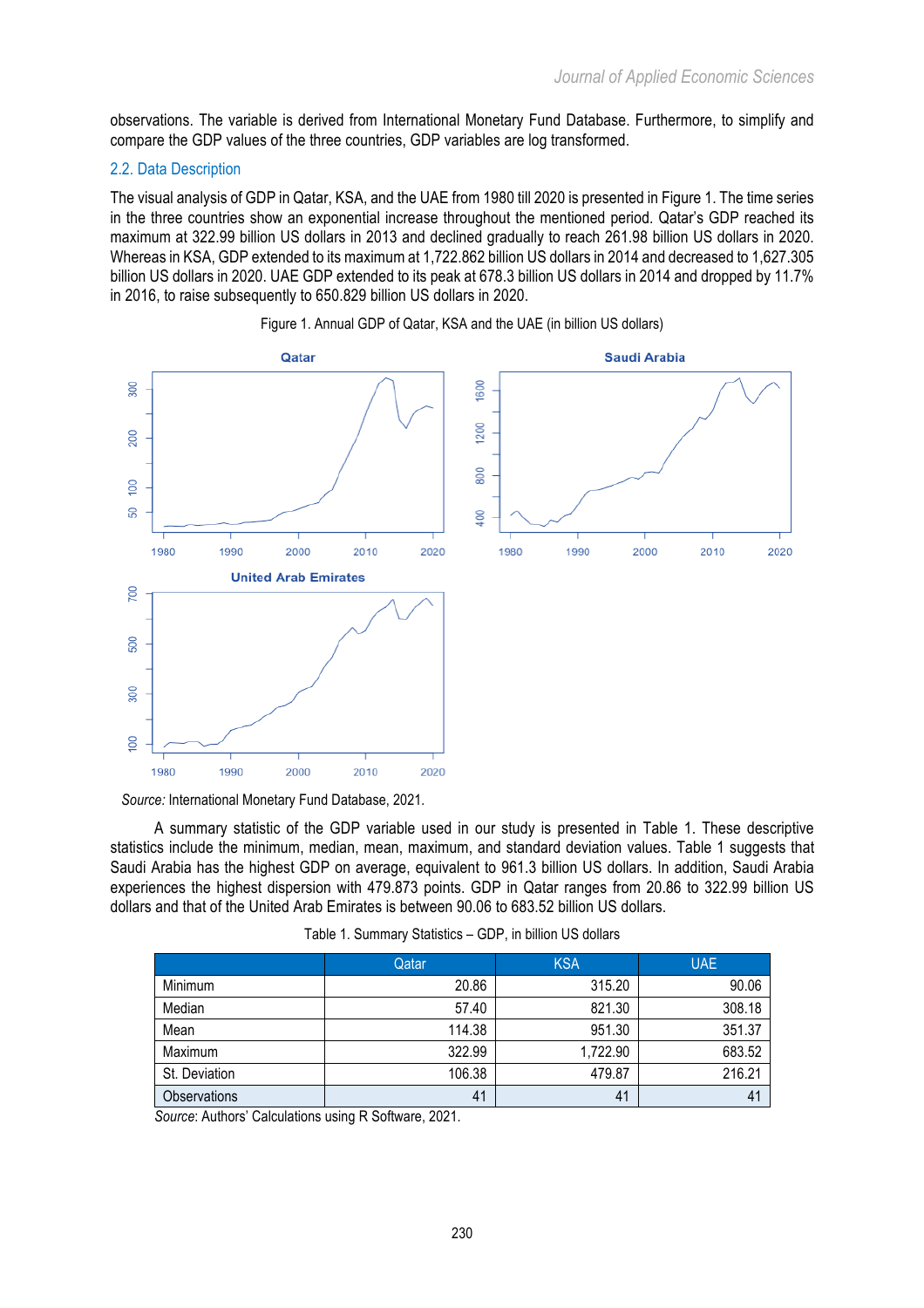observations. The variable is derived from International Monetary Fund Database. Furthermore, to simplify and compare the GDP values of the three countries, GDP variables are log transformed.

## 2.2. Data Description

The visual analysis of GDP in Qatar, KSA, and the UAE from 1980 till 2020 is presented in Figure 1. The time series in the three countries show an exponential increase throughout the mentioned period. Qatar's GDP reached its maximum at 322.99 billion US dollars in 2013 and declined gradually to reach 261.98 billion US dollars in 2020. Whereas in KSA, GDP extended to its maximum at 1,722.862 billion US dollars in 2014 and decreased to 1,627.305 billion US dollars in 2020. UAE GDP extended to its peak at 678.3 billion US dollars in 2014 and dropped by 11.7% in 2016, to raise subsequently to 650.829 billion US dollars in 2020.

Figure 1. Annual GDP of Qatar, KSA and the UAE (in billion US dollars)

*Source:* International Monetary Fund Database, 2021.

A summary statistic of the GDP variable used in our study is presented in Table 1. These descriptive statistics include the minimum, median, mean, maximum, and standard deviation values. Table 1 suggests that Saudi Arabia has the highest GDP on average, equivalent to 961.3 billion US dollars. In addition, Saudi Arabia experiences the highest dispersion with 479.873 points. GDP in Qatar ranges from 20.86 to 322.99 billion US dollars and that of the United Arab Emirates is between 90.06 to 683.52 billion US dollars.

Table 1. Summary Statistics – GDP, in billion US dollars

| | Qatar | KSA | UAE |
|---|---|---|---|
| Minimum | 20.86 | 315.20 | 90.06 |
| Median | 57.40 | 821.30 | 308.18 |
| Mean | 114.38 | 951.30 | 351.37 |
| Maximum | 322.99 | 1,722.90 | 683.52 |
| St. Deviation | 106.38 | 479.87 | 216.21 |
| Observations | 41 | 41 | 41 |

*Source:* Authors' Calculations using R Software, 2021.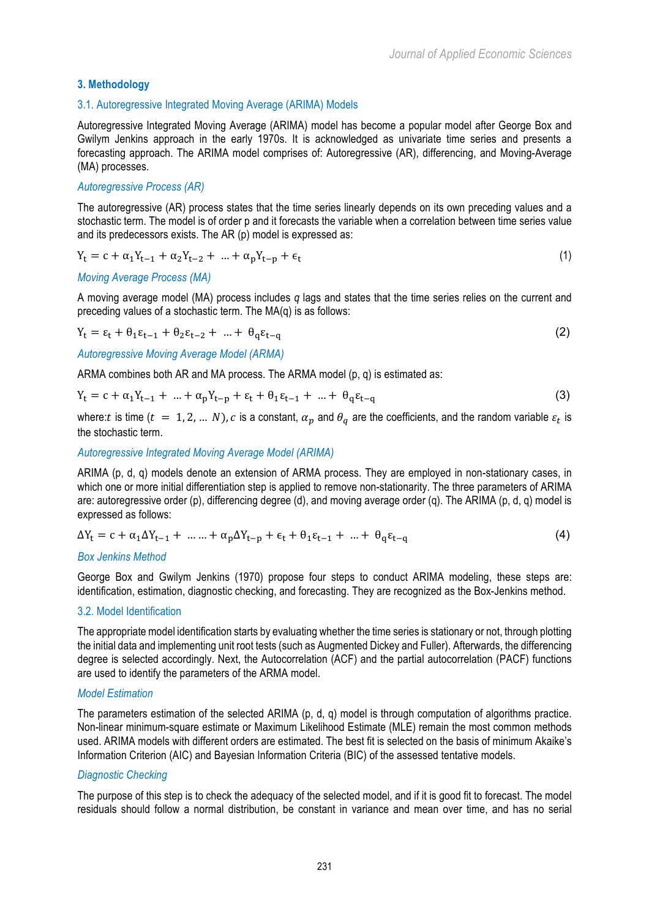## 3. Methodology

### 3.1. Autoregressive Integrated Moving Average (ARIMA) Models

Autoregressive Integrated Moving Average (ARIMA) model has become a popular model after George Box and Gwilym Jenkins approach in the early 1970s. It is acknowledged as univariate time series and presents a forecasting approach. The ARIMA model comprises of: Autoregressive (AR), differencing, and Moving-Average (MA) processes.

*Autoregressive Process (AR)*

The autoregressive (AR) process states that the time series linearly depends on its own preceding values and a stochastic term. The model is of order p and it forecasts the variable when a correlation between time series value and its predecessors exists. The AR (p) model is expressed as:

$$Y_t = c + \alpha_1 Y_{t-1} + \alpha_2 Y_{t-2} + \dots + \alpha_p Y_{t-p} + \epsilon_t \tag{1}$$

*Moving Average Process (MA)*

A moving average model (MA) process includes *q* lags and states that the time series relies on the current and preceding values of a stochastic term. The MA(q) is as follows:

$$Y_t = \varepsilon_t + \theta_1 \varepsilon_{t-1} + \theta_2 \varepsilon_{t-2} + \dots + \theta_q \varepsilon_{t-q} \tag{2}$$

*Autoregressive Moving Average Model (ARMA)*

ARMA combines both AR and MA process. The ARMA model (p, q) is estimated as:

$$Y_t = c + \alpha_1 Y_{t-1} + \dots + \alpha_p Y_{t-p} + \varepsilon_t + \theta_1 \varepsilon_{t-1} + \dots + \theta_q \varepsilon_{t-q} \tag{3}$$

where: $t$ is time ($t = 1, 2, \dots N$), $c$ is a constant, $\alpha_p$ and $\theta_q$ are the coefficients, and the random variable $\varepsilon_t$ is the stochastic term.

*Autoregressive Integrated Moving Average Model (ARIMA)*

ARIMA (p, d, q) models denote an extension of ARMA process. They are employed in non-stationary cases, in which one or more initial differentiation step is applied to remove non-stationarity. The three parameters of ARIMA are: autoregressive order (p), differencing degree (d), and moving average order (q). The ARIMA (p, d, q) model is expressed as follows:

$$\Delta Y_t = c + \alpha_1 \Delta Y_{t-1} + \dots \dots + \alpha_p \Delta Y_{t-p} + \epsilon_t + \theta_1 \varepsilon_{t-1} + \dots + \theta_q \varepsilon_{t-q} \tag{4}$$

*Box Jenkins Method*

George Box and Gwilym Jenkins (1970) propose four steps to conduct ARIMA modeling, these steps are: identification, estimation, diagnostic checking, and forecasting. They are recognized as the Box-Jenkins method.

### 3.2. Model Identification

The appropriate model identification starts by evaluating whether the time series is stationary or not, through plotting the initial data and implementing unit root tests (such as Augmented Dickey and Fuller). Afterwards, the differencing degree is selected accordingly. Next, the Autocorrelation (ACF) and the partial autocorrelation (PACF) functions are used to identify the parameters of the ARMA model.

*Model Estimation*

The parameters estimation of the selected ARIMA (p, d, q) model is through computation of algorithms practice. Non-linear minimum-square estimate or Maximum Likelihood Estimate (MLE) remain the most common methods used. ARIMA models with different orders are estimated. The best fit is selected on the basis of minimum Akaike's Information Criterion (AIC) and Bayesian Information Criteria (BIC) of the assessed tentative models.

*Diagnostic Checking*

The purpose of this step is to check the adequacy of the selected model, and if it is good fit to forecast. The model residuals should follow a normal distribution, be constant in variance and mean over time, and has no serial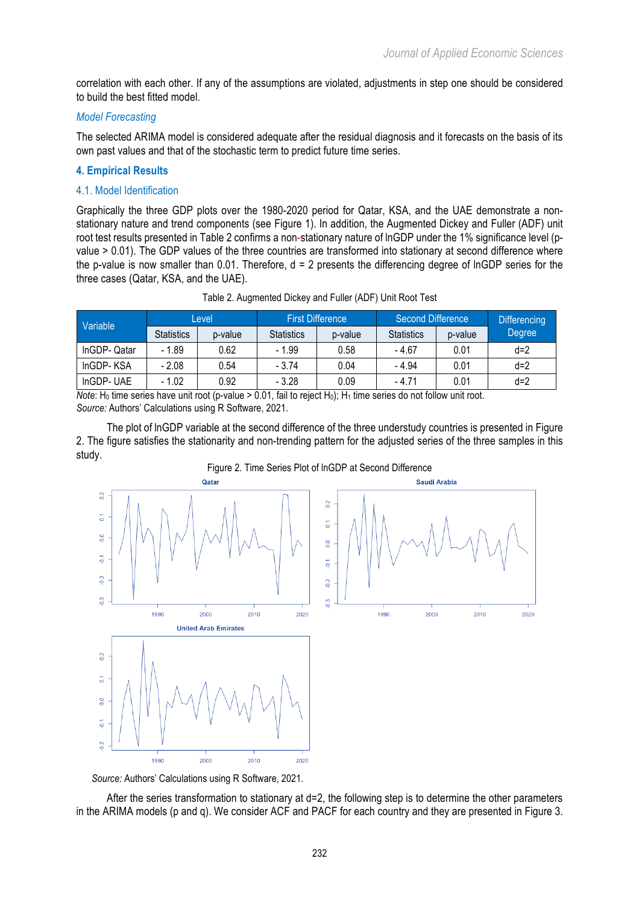correlation with each other. If any of the assumptions are violated, adjustments in step one should be considered to build the best fitted model.

*Model Forecasting*

The selected ARIMA model is considered adequate after the residual diagnosis and it forecasts on the basis of its own past values and that of the stochastic term to predict future time series.

## 4. Empirical Results

### 4.1. Model Identification

Graphically the three GDP plots over the 1980-2020 period for Qatar, KSA, and the UAE demonstrate a non-stationary nature and trend components (see Figure 1). In addition, the Augmented Dickey and Fuller (ADF) unit root test results presented in Table 2 confirms a non-stationary nature of lnGDP under the 1% significance level (p-value > 0.01). The GDP values of the three countries are transformed into stationary at second difference where the p-value is now smaller than 0.01. Therefore, d = 2 presents the differencing degree of lnGDP series for the three cases (Qatar, KSA, and the UAE).

Table 2. Augmented Dickey and Fuller (ADF) Unit Root Test

| Variable | Level | | First Difference | | Second Difference | | Differencing Degree |
|---|---|---|---|---|---|---|---|
| | Statistics | p-value | Statistics | p-value | Statistics | p-value | |
| lnGDP- Qatar | - 1.89 | 0.62 | - 1.99 | 0.58 | - 4.67 | 0.01 | d=2 |
| lnGDP- KSA | - 2.08 | 0.54 | - 3.74 | 0.04 | - 4.94 | 0.01 | d=2 |
| lnGDP- UAE | - 1.02 | 0.92 | - 3.28 | 0.09 | - 4.71 | 0.01 | d=2 |

*Note*: $H_0$ time series have unit root (p-value > 0.01, fail to reject $H_0$); $H_1$ time series do not follow unit root.
*Source:* Authors' Calculations using R Software, 2021.

The plot of lnGDP variable at the second difference of the three understudy countries is presented in Figure 2. The figure satisfies the stationarity and non-trending pattern for the adjusted series of the three samples in this study.

Figure 2. Time Series Plot of lnGDP at Second Difference

*Source:* Authors' Calculations using R Software, 2021.

After the series transformation to stationary at d=2, the following step is to determine the other parameters in the ARIMA models (p and q). We consider ACF and PACF for each country and they are presented in Figure 3.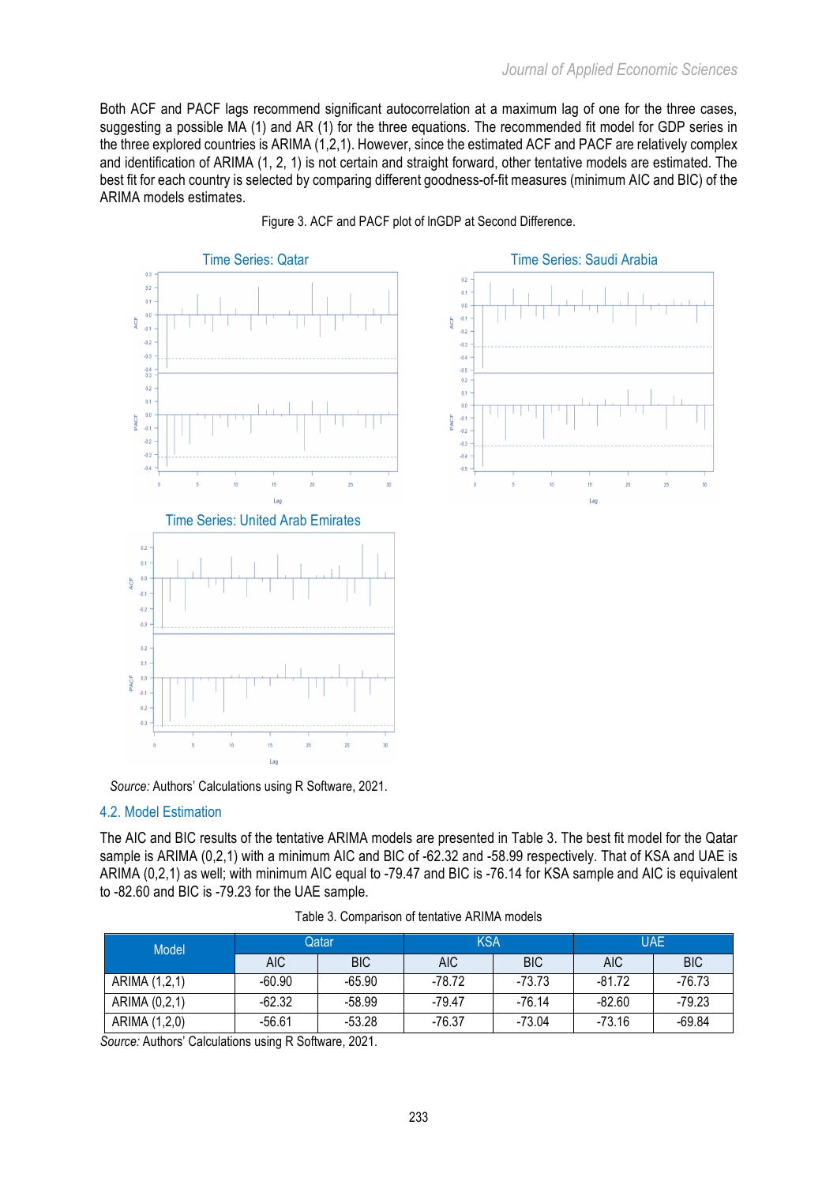Both ACF and PACF lags recommend significant autocorrelation at a maximum lag of one for the three cases, suggesting a possible MA (1) and AR (1) for the three equations. The recommended fit model for GDP series in the three explored countries is ARIMA (1,2,1). However, since the estimated ACF and PACF are relatively complex and identification of ARIMA (1, 2, 1) is not certain and straight forward, other tentative models are estimated. The best fit for each country is selected by comparing different goodness-of-fit measures (minimum AIC and BIC) of the ARIMA models estimates.

Figure 3. ACF and PACF plot of lnGDP at Second Difference.

*Source:* Authors' Calculations using R Software, 2021.

## 4.2. Model Estimation

The AIC and BIC results of the tentative ARIMA models are presented in Table 3. The best fit model for the Qatar sample is ARIMA (0,2,1) with a minimum AIC and BIC of -62.32 and -58.99 respectively. That of KSA and UAE is ARIMA (0,2,1) as well; with minimum AIC equal to -79.47 and BIC is -76.14 for KSA sample and AIC is equivalent to -82.60 and BIC is -79.23 for the UAE sample.

Table 3. Comparison of tentative ARIMA models

| Model | Qatar | | KSA | | UAE | |
|---|---|---|---|---|---|---|
| | AIC | BIC | AIC | BIC | AIC | BIC |
| ARIMA (1,2,1) | -60.90 | -65.90 | -78.72 | -73.73 | -81.72 | -76.73 |
| ARIMA (0,2,1) | -62.32 | -58.99 | -79.47 | -76.14 | -82.60 | -79.23 |
| ARIMA (1,2,0) | -56.61 | -53.28 | -76.37 | -73.04 | -73.16 | -69.84 |

*Source:* Authors' Calculations using R Software, 2021.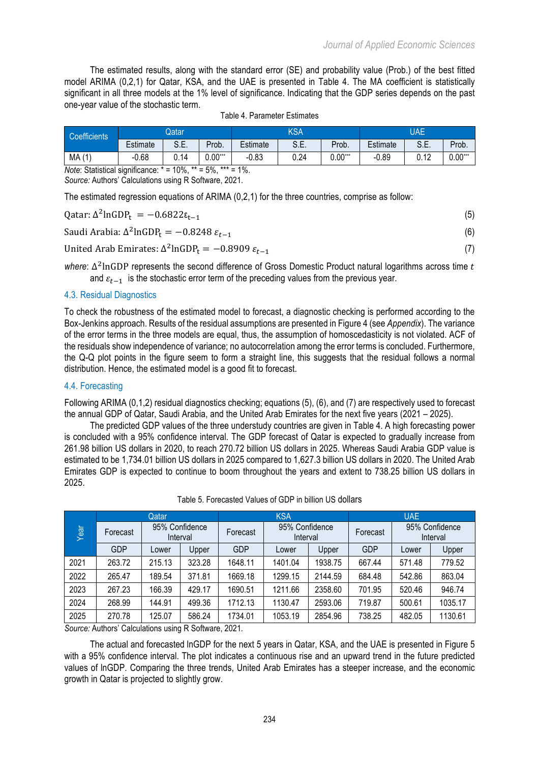The estimated results, along with the standard error (SE) and probability value (Prob.) of the best fitted model ARIMA (0,2,1) for Qatar, KSA, and the UAE is presented in Table 4. The MA coefficient is statistically significant in all three models at the 1% level of significance. Indicating that the GDP series depends on the past one-year value of the stochastic term.

Table 4. Parameter Estimates

| Coefficients | Qatar | | | KSA | | | UAE | | |
|---|---|---|---|---|---|---|---|---|---|
| | Estimate | S.E. | Prob. | Estimate | S.E. | Prob. | Estimate | S.E. | Prob. |
| MA (1) | -0.68 | 0.14 | 0.00*** | -0.83 | 0.24 | 0.00*** | -0.89 | 0.12 | 0.00*** |

*Note*: Statistical significance: * = 10%, ** = 5%, *** = 1%.
*Source:* Authors' Calculations using R Software, 2021.

The estimated regression equations of ARIMA (0,2,1) for the three countries, comprise as follow:

$$\text{Qatar: } \Delta^2 \ln\text{GDP}_t = -0.6822\varepsilon_{t-1} \quad (5)$$

$$\text{Saudi Arabia: } \Delta^2 \ln\text{GDP}_t = -0.8248\,\varepsilon_{t-1} \quad (6)$$

$$\text{United Arab Emirates: } \Delta^2 \ln\text{GDP}_t = -0.8909\,\varepsilon_{t-1} \quad (7)$$

*where*: $\Delta^2\ln\text{GDP}$ represents the second difference of Gross Domestic Product natural logarithms across time $t$ and $\varepsilon_{t-1}$ is the stochastic error term of the preceding values from the previous year.

### 4.3. Residual Diagnostics

To check the robustness of the estimated model to forecast, a diagnostic checking is performed according to the Box-Jenkins approach. Results of the residual assumptions are presented in Figure 4 (see *Appendix*). The variance of the error terms in the three models are equal, thus, the assumption of homoscedasticity is not violated. ACF of the residuals show independence of variance; no autocorrelation among the error terms is concluded. Furthermore, the Q-Q plot points in the figure seem to form a straight line, this suggests that the residual follows a normal distribution. Hence, the estimated model is a good fit to forecast.

### 4.4. Forecasting

Following ARIMA (0,1,2) residual diagnostics checking; equations (5), (6), and (7) are respectively used to forecast the annual GDP of Qatar, Saudi Arabia, and the United Arab Emirates for the next five years (2021 – 2025).

The predicted GDP values of the three understudy countries are given in Table 4. A high forecasting power is concluded with a 95% confidence interval. The GDP forecast of Qatar is expected to gradually increase from 261.98 billion US dollars in 2020, to reach 270.72 billion US dollars in 2025. Whereas Saudi Arabia GDP value is estimated to be 1,734.01 billion US dollars in 2025 compared to 1,627.3 billion US dollars in 2020. The United Arab Emirates GDP is expected to continue to boom throughout the years and extent to 738.25 billion US dollars in 2025.

Table 5. Forecasted Values of GDP in billion US dollars

| Year | Qatar | | | KSA | | | UAE | | |
|---|---|---|---|---|---|---|---|---|---|
| | Forecast | 95% Confidence Interval | | Forecast | 95% Confidence Interval | | Forecast | 95% Confidence Interval | |
| | GDP | Lower | Upper | GDP | Lower | Upper | GDP | Lower | Upper |
| 2021 | 263.72 | 215.13 | 323.28 | 1648.11 | 1401.04 | 1938.75 | 667.44 | 571.48 | 779.52 |
| 2022 | 265.47 | 189.54 | 371.81 | 1669.18 | 1299.15 | 2144.59 | 684.48 | 542.86 | 863.04 |
| 2023 | 267.23 | 166.39 | 429.17 | 1690.51 | 1211.66 | 2358.60 | 701.95 | 520.46 | 946.74 |
| 2024 | 268.99 | 144.91 | 499.36 | 1712.13 | 1130.47 | 2593.06 | 719.87 | 500.61 | 1035.17 |
| 2025 | 270.78 | 125.07 | 586.24 | 1734.01 | 1053.19 | 2854.96 | 738.25 | 482.05 | 1130.61 |

*Source:* Authors' Calculations using R Software, 2021.

The actual and forecasted lnGDP for the next 5 years in Qatar, KSA, and the UAE is presented in Figure 5 with a 95% confidence interval. The plot indicates a continuous rise and an upward trend in the future predicted values of lnGDP. Comparing the three trends, United Arab Emirates has a steeper increase, and the economic growth in Qatar is projected to slightly grow.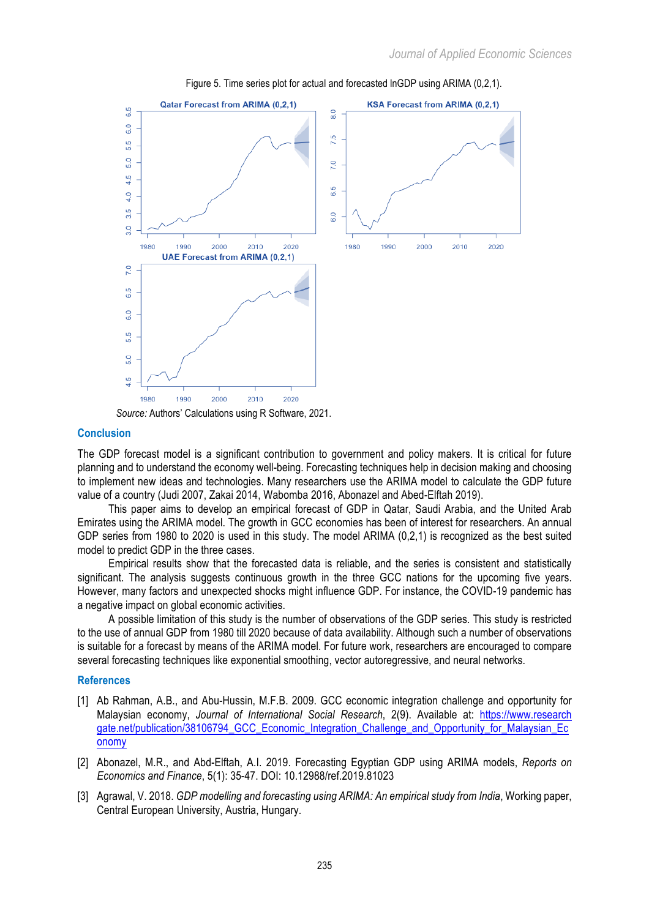Figure 5. Time series plot for actual and forecasted lnGDP using ARIMA (0,2,1).

*Source:* Authors' Calculations using R Software, 2021.

## Conclusion

The GDP forecast model is a significant contribution to government and policy makers. It is critical for future planning and to understand the economy well-being. Forecasting techniques help in decision making and choosing to implement new ideas and technologies. Many researchers use the ARIMA model to calculate the GDP future value of a country (Judi 2007, Zakai 2014, Wabomba 2016, Abonazel and Abed-Elftah 2019).

This paper aims to develop an empirical forecast of GDP in Qatar, Saudi Arabia, and the United Arab Emirates using the ARIMA model. The growth in GCC economies has been of interest for researchers. An annual GDP series from 1980 to 2020 is used in this study. The model ARIMA (0,2,1) is recognized as the best suited model to predict GDP in the three cases.

Empirical results show that the forecasted data is reliable, and the series is consistent and statistically significant. The analysis suggests continuous growth in the three GCC nations for the upcoming five years. However, many factors and unexpected shocks might influence GDP. For instance, the COVID-19 pandemic has a negative impact on global economic activities.

A possible limitation of this study is the number of observations of the GDP series. This study is restricted to the use of annual GDP from 1980 till 2020 because of data availability. Although such a number of observations is suitable for a forecast by means of the ARIMA model. For future work, researchers are encouraged to compare several forecasting techniques like exponential smoothing, vector autoregressive, and neural networks.

## References

[1] Ab Rahman, A.B., and Abu-Hussin, M.F.B. 2009. GCC economic integration challenge and opportunity for Malaysian economy, *Journal of International Social Research*, 2(9). Available at: https://www.researchgate.net/publication/38106794_GCC_Economic_Integration_Challenge_and_Opportunity_for_Malaysian_Economy

[2] Abonazel, M.R., and Abd-Elftah, A.I. 2019. Forecasting Egyptian GDP using ARIMA models, *Reports on Economics and Finance*, 5(1): 35-47. DOI: 10.12988/ref.2019.81023

[3] Agrawal, V. 2018. *GDP modelling and forecasting using ARIMA: An empirical study from India*, Working paper, Central European University, Austria, Hungary.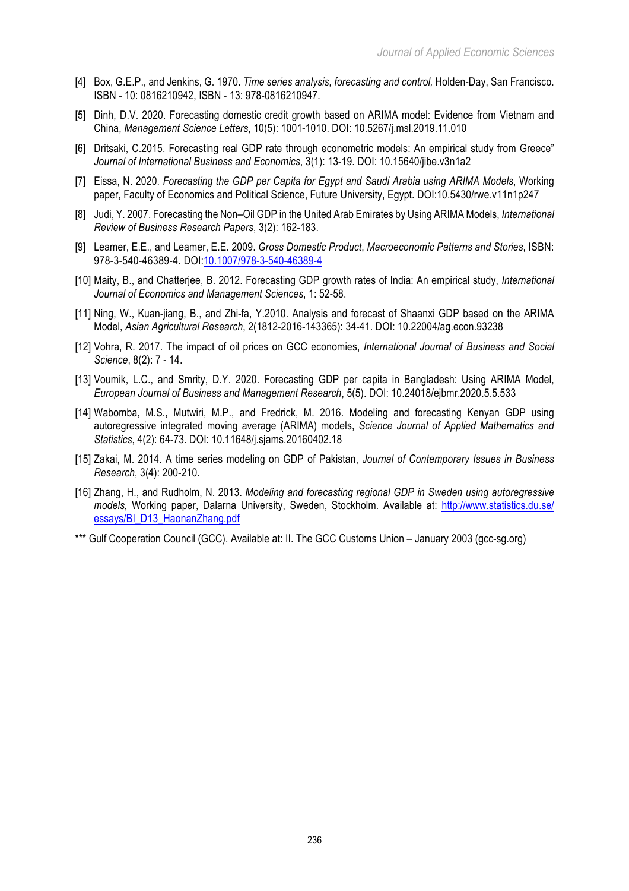[4] Box, G.E.P., and Jenkins, G. 1970. *Time series analysis, forecasting and control,* Holden-Day, San Francisco. ISBN - 10: 0816210942, ISBN - 13: 978-0816210947.

[5] Dinh, D.V. 2020. Forecasting domestic credit growth based on ARIMA model: Evidence from Vietnam and China, *Management Science Letters*, 10(5): 1001-1010. DOI: 10.5267/j.msl.2019.11.010

[6] Dritsaki, C.2015. Forecasting real GDP rate through econometric models: An empirical study from Greece" *Journal of International Business and Economics*, 3(1): 13-19. DOI: 10.15640/jibe.v3n1a2

[7] Eissa, N. 2020. *Forecasting the GDP per Capita for Egypt and Saudi Arabia using ARIMA Models*, Working paper, Faculty of Economics and Political Science, Future University, Egypt. DOI:10.5430/rwe.v11n1p247

[8] Judi, Y. 2007. Forecasting the Non–Oil GDP in the United Arab Emirates by Using ARIMA Models, *International Review of Business Research Papers*, 3(2): 162-183.

[9] Leamer, E.E., and Leamer, E.E. 2009. *Gross Domestic Product*, *Macroeconomic Patterns and Stories*, ISBN: 978-3-540-46389-4. DOI:10.1007/978-3-540-46389-4

[10] Maity, B., and Chatterjee, B. 2012. Forecasting GDP growth rates of India: An empirical study, *International Journal of Economics and Management Sciences*, 1: 52-58.

[11] Ning, W., Kuan-jiang, B., and Zhi-fa, Y.2010. Analysis and forecast of Shaanxi GDP based on the ARIMA Model, *Asian Agricultural Research*, 2(1812-2016-143365): 34-41. DOI: 10.22004/ag.econ.93238

[12] Vohra, R. 2017. The impact of oil prices on GCC economies, *International Journal of Business and Social Science*, 8(2): 7 - 14.

[13] Voumik, L.C., and Smrity, D.Y. 2020. Forecasting GDP per capita in Bangladesh: Using ARIMA Model, *European Journal of Business and Management Research*, 5(5). DOI: 10.24018/ejbmr.2020.5.5.533

[14] Wabomba, M.S., Mutwiri, M.P., and Fredrick, M. 2016. Modeling and forecasting Kenyan GDP using autoregressive integrated moving average (ARIMA) models, *Science Journal of Applied Mathematics and Statistics*, 4(2): 64-73. DOI: 10.11648/j.sjams.20160402.18

[15] Zakai, M. 2014. A time series modeling on GDP of Pakistan, *Journal of Contemporary Issues in Business Research*, 3(4): 200-210.

[16] Zhang, H., and Rudholm, N. 2013. *Modeling and forecasting regional GDP in Sweden using autoregressive models,* Working paper, Dalarna University, Sweden, Stockholm. Available at: http://www.statistics.du.se/essays/BI_D13_HaonanZhang.pdf

*** Gulf Cooperation Council (GCC). Available at: II. The GCC Customs Union – January 2003 (gcc-sg.org)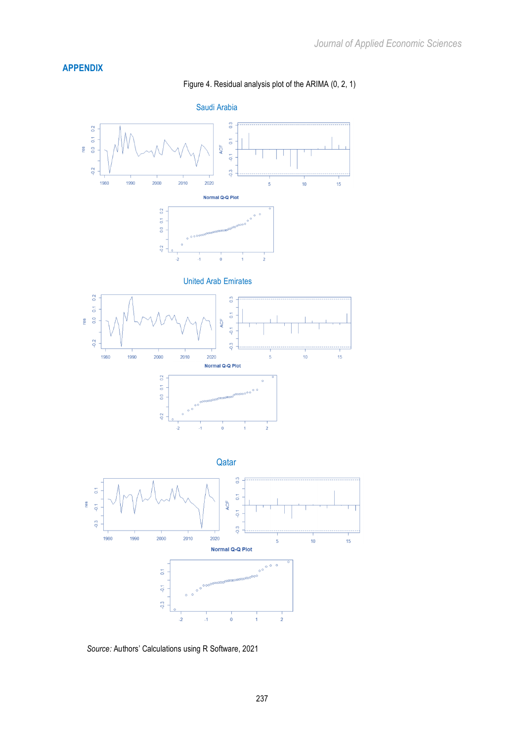## APPENDIX

Figure 4. Residual analysis plot of the ARIMA (0, 2, 1)

Saudi Arabia

res

0.2
0.1
0.0
-0.2

1980 1990 2000 2010 2020

ACF

0.3
0.1
-0.1
-0.3

5 10 15

Normal Q-Q Plot

0.2
0.1
0.0
-0.2

-2 -1 0 1 2

United Arab Emirates

res

0.2
0.1
0.0
-0.2

1980 1990 2000 2010 2020

ACF

0.3
0.1
-0.1
-0.3

5 10 15

Normal Q-Q Plot

0.2
0.1
0.0
-0.2

-2 -1 0 1 2

Qatar

res

0.1
-0.1
-0.3

1980 1990 2000 2010 2020

ACF

0.3
0.1
-0.1
-0.3

5 10 15

Normal Q-Q Plot

0.1
-0.1
-0.3

-2 -1 0 1 2

*Source:* Authors' Calculations using R Software, 2021